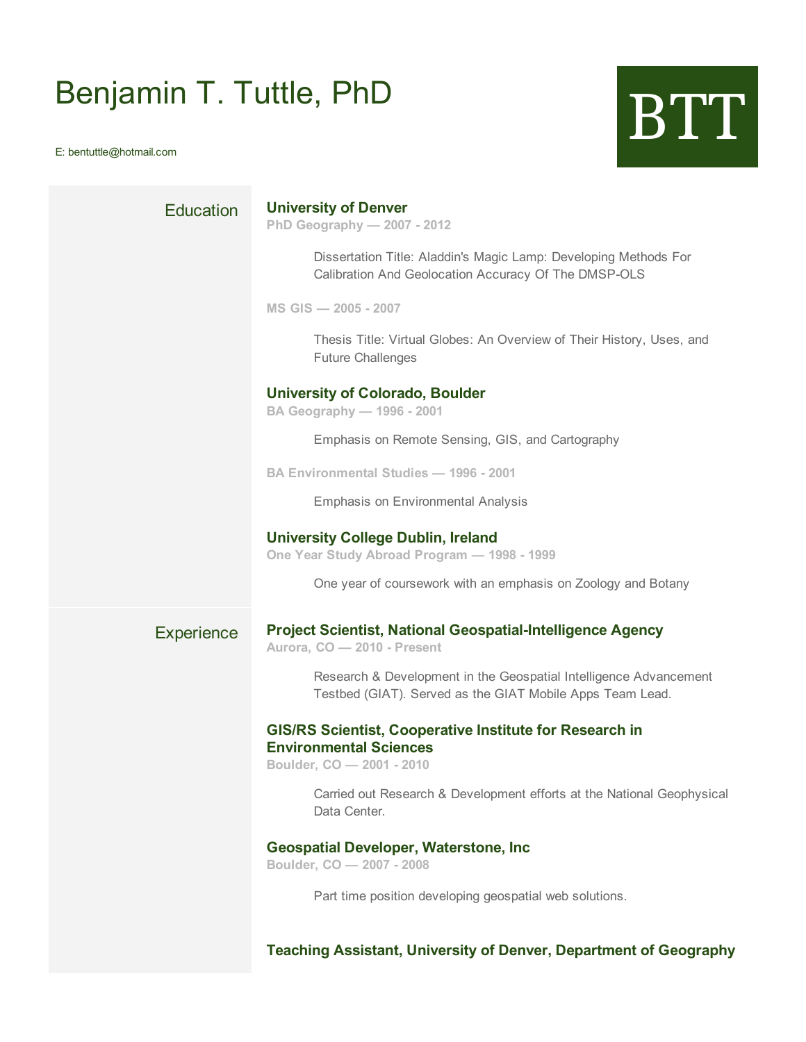# Benjamin T. Tuttle, PhD

E: bentuttle@hotmail.com

BTT

## Education

### University of Denver

**PhD Geography — 2007 - 2012**

Dissertation Title: Aladdin's Magic Lamp: Developing Methods For Calibration And Geolocation Accuracy Of The DMSP-OLS

**MS GIS — 2005 - 2007**

Thesis Title: Virtual Globes: An Overview of Their History, Uses, and Future Challenges

### University of Colorado, Boulder

**BA Geography — 1996 - 2001**

Emphasis on Remote Sensing, GIS, and Cartography

**BA Environmental Studies — 1996 - 2001**

Emphasis on Environmental Analysis

### University College Dublin, Ireland

**One Year Study Abroad Program — 1998 - 1999**

One year of coursework with an emphasis on Zoology and Botany

## Experience

### Project Scientist, National Geospatial-Intelligence Agency

**Aurora, CO — 2010 - Present**

Research & Development in the Geospatial Intelligence Advancement Testbed (GIAT). Served as the GIAT Mobile Apps Team Lead.

### GIS/RS Scientist, Cooperative Institute for Research in Environmental Sciences

**Boulder, CO — 2001 - 2010**

Carried out Research & Development efforts at the National Geophysical Data Center.

### Geospatial Developer, Waterstone, Inc

**Boulder, CO — 2007 - 2008**

Part time position developing geospatial web solutions.

### Teaching Assistant, University of Denver, Department of Geography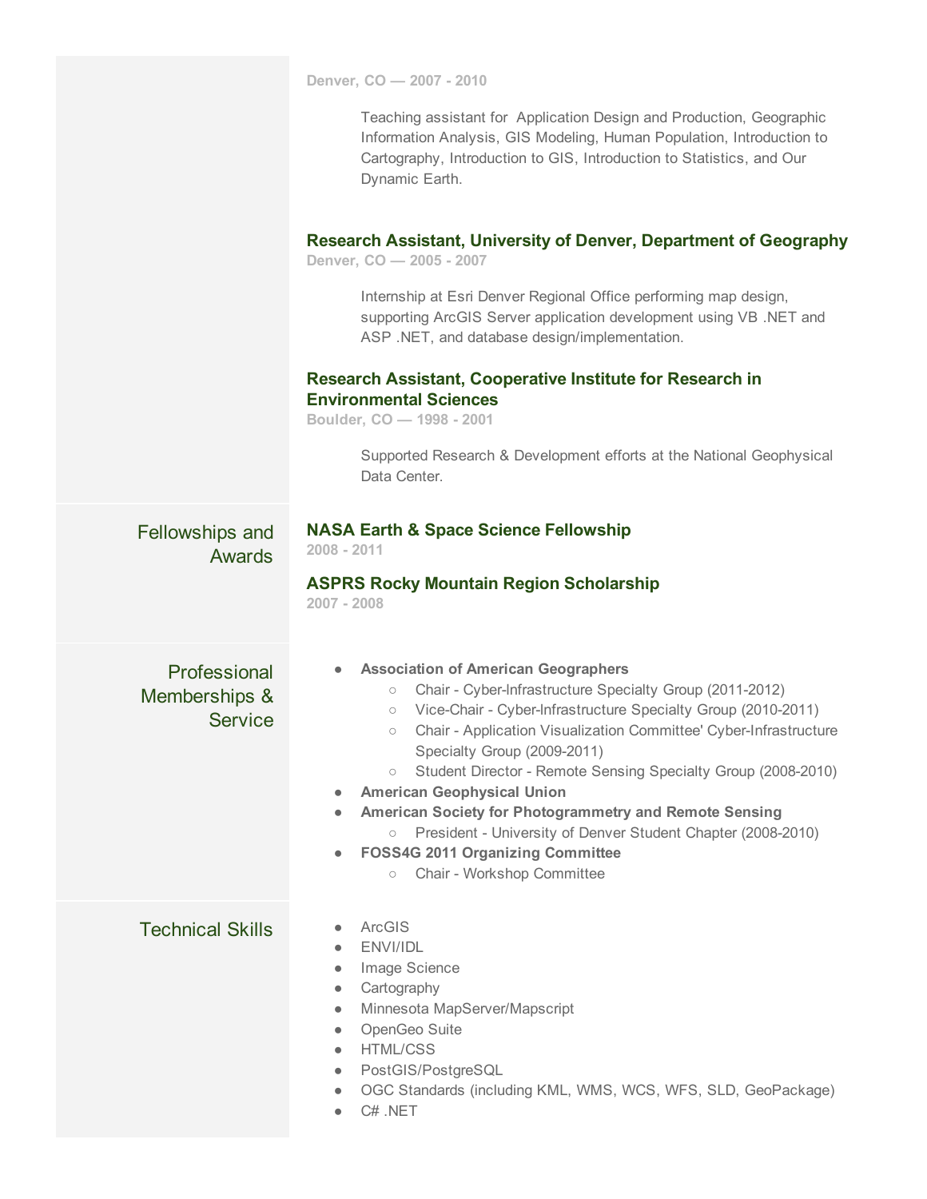Denver, CO — 2007 - 2010

Teaching assistant for Application Design and Production, Geographic Information Analysis, GIS Modeling, Human Population, Introduction to Cartography, Introduction to GIS, Introduction to Statistics, and Our Dynamic Earth.

### Research Assistant, University of Denver, Department of Geography

Denver, CO — 2005 - 2007

Internship at Esri Denver Regional Office performing map design, supporting ArcGIS Server application development using VB .NET and ASP .NET, and database design/implementation.

### Research Assistant, Cooperative Institute for Research in Environmental Sciences

Boulder, CO — 1998 - 2001

Supported Research & Development efforts at the National Geophysical Data Center.

## Fellowships and Awards

### NASA Earth & Space Science Fellowship

2008 - 2011

### ASPRS Rocky Mountain Region Scholarship

2007 - 2008

## Professional Memberships & Service

- **Association of American Geographers**
  - Chair - Cyber-Infrastructure Specialty Group (2011-2012)
  - Vice-Chair - Cyber-Infrastructure Specialty Group (2010-2011)
  - Chair - Application Visualization Committee' Cyber-Infrastructure Specialty Group (2009-2011)
  - Student Director - Remote Sensing Specialty Group (2008-2010)
- **American Geophysical Union**
- **American Society for Photogrammetry and Remote Sensing**
  - President - University of Denver Student Chapter (2008-2010)
- **FOSS4G 2011 Organizing Committee**
  - Chair - Workshop Committee

## Technical Skills

- ArcGIS
- ENVI/IDL
- Image Science
- Cartography
- Minnesota MapServer/Mapscript
- OpenGeo Suite
- HTML/CSS
- PostGIS/PostgreSQL
- OGC Standards (including KML, WMS, WCS, WFS, SLD, GeoPackage)
- C# .NET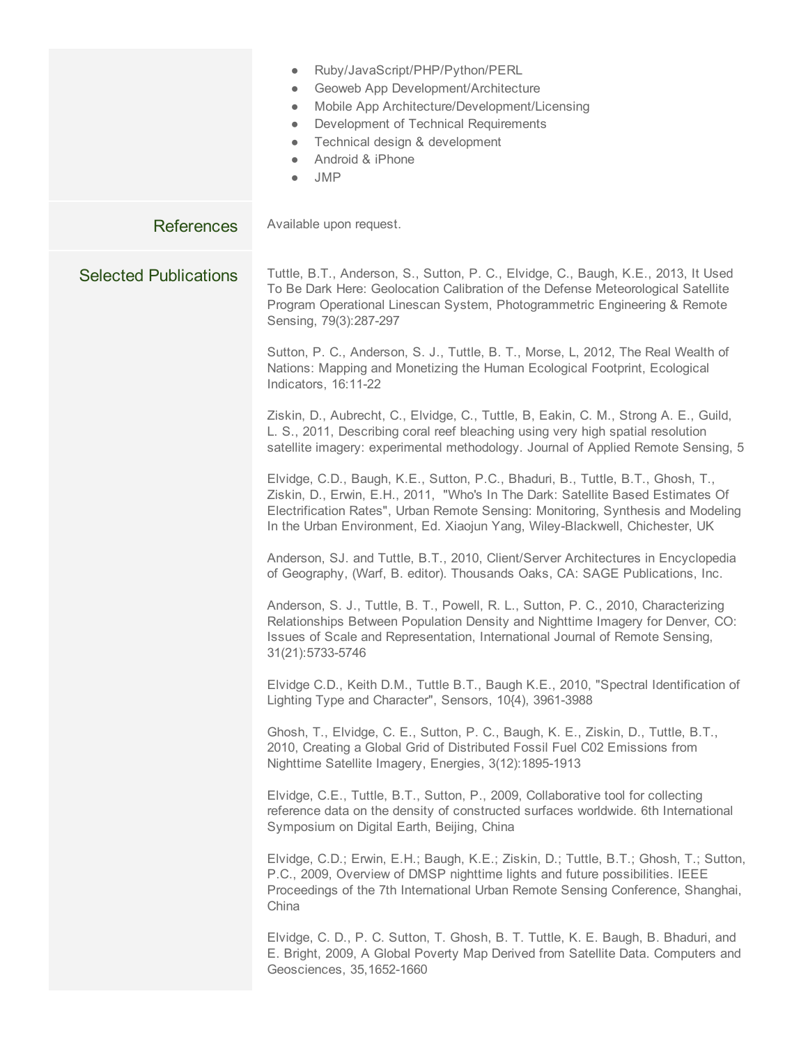- Ruby/JavaScript/PHP/Python/PERL
- Geoweb App Development/Architecture
- Mobile App Architecture/Development/Licensing
- Development of Technical Requirements
- Technical design & development
- Android & iPhone
- JMP

## References

Available upon request.

## Selected Publications

Tuttle, B.T., Anderson, S., Sutton, P. C., Elvidge, C., Baugh, K.E., 2013, It Used To Be Dark Here: Geolocation Calibration of the Defense Meteorological Satellite Program Operational Linescan System, Photogrammetric Engineering & Remote Sensing, 79(3):287-297

Sutton, P. C., Anderson, S. J., Tuttle, B. T., Morse, L, 2012, The Real Wealth of Nations: Mapping and Monetizing the Human Ecological Footprint, Ecological Indicators, 16:11-22

Ziskin, D., Aubrecht, C., Elvidge, C., Tuttle, B, Eakin, C. M., Strong A. E., Guild, L. S., 2011, Describing coral reef bleaching using very high spatial resolution satellite imagery: experimental methodology. Journal of Applied Remote Sensing, 5

Elvidge, C.D., Baugh, K.E., Sutton, P.C., Bhaduri, B., Tuttle, B.T., Ghosh, T., Ziskin, D., Erwin, E.H., 2011, "Who's In The Dark: Satellite Based Estimates Of Electrification Rates", Urban Remote Sensing: Monitoring, Synthesis and Modeling In the Urban Environment, Ed. Xiaojun Yang, Wiley-Blackwell, Chichester, UK

Anderson, SJ. and Tuttle, B.T., 2010, Client/Server Architectures in Encyclopedia of Geography, (Warf, B. editor). Thousands Oaks, CA: SAGE Publications, Inc.

Anderson, S. J., Tuttle, B. T., Powell, R. L., Sutton, P. C., 2010, Characterizing Relationships Between Population Density and Nighttime Imagery for Denver, CO: Issues of Scale and Representation, International Journal of Remote Sensing, 31(21):5733-5746

Elvidge C.D., Keith D.M., Tuttle B.T., Baugh K.E., 2010, "Spectral Identification of Lighting Type and Character", Sensors, 10{4), 3961-3988

Ghosh, T., Elvidge, C. E., Sutton, P. C., Baugh, K. E., Ziskin, D., Tuttle, B.T., 2010, Creating a Global Grid of Distributed Fossil Fuel C02 Emissions from Nighttime Satellite Imagery, Energies, 3(12):1895-1913

Elvidge, C.E., Tuttle, B.T., Sutton, P., 2009, Collaborative tool for collecting reference data on the density of constructed surfaces worldwide. 6th International Symposium on Digital Earth, Beijing, China

Elvidge, C.D.; Erwin, E.H.; Baugh, K.E.; Ziskin, D.; Tuttle, B.T.; Ghosh, T.; Sutton, P.C., 2009, Overview of DMSP nighttime lights and future possibilities. IEEE Proceedings of the 7th International Urban Remote Sensing Conference, Shanghai, China

Elvidge, C. D., P. C. Sutton, T. Ghosh, B. T. Tuttle, K. E. Baugh, B. Bhaduri, and E. Bright, 2009, A Global Poverty Map Derived from Satellite Data. Computers and Geosciences, 35,1652-1660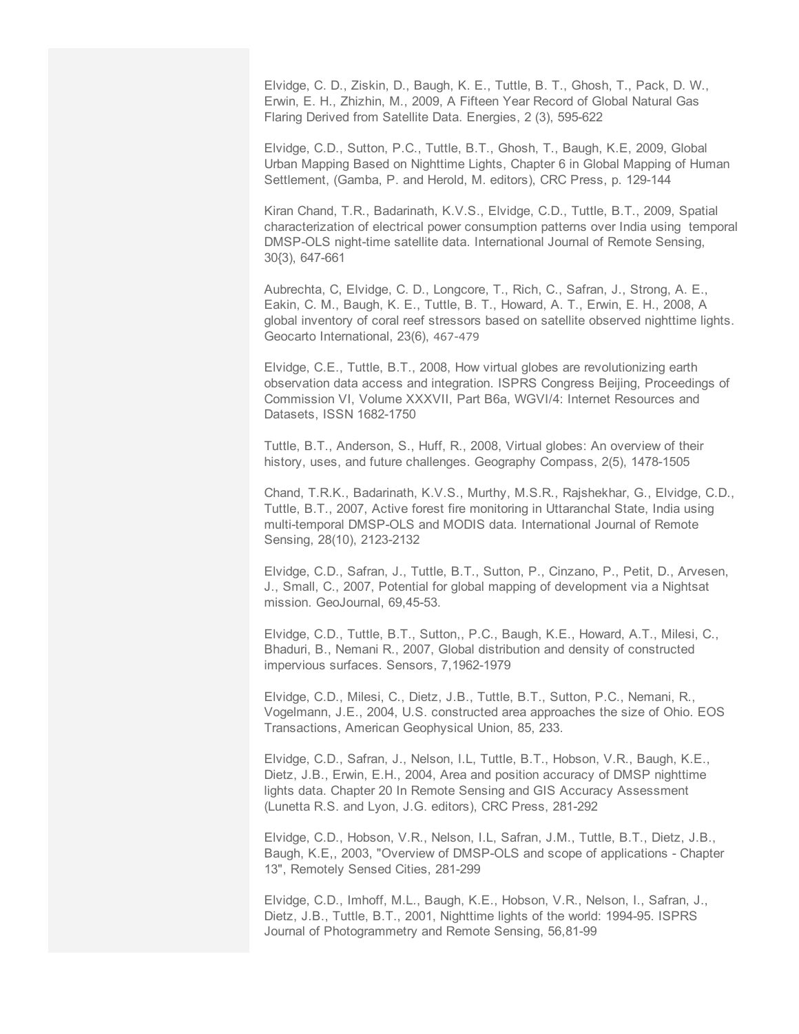Elvidge, C. D., Ziskin, D., Baugh, K. E., Tuttle, B. T., Ghosh, T., Pack, D. W., Erwin, E. H., Zhizhin, M., 2009, A Fifteen Year Record of Global Natural Gas Flaring Derived from Satellite Data. Energies, 2 (3), 595-622

Elvidge, C.D., Sutton, P.C., Tuttle, B.T., Ghosh, T., Baugh, K.E, 2009, Global Urban Mapping Based on Nighttime Lights, Chapter 6 in Global Mapping of Human Settlement, (Gamba, P. and Herold, M. editors), CRC Press, p. 129-144

Kiran Chand, T.R., Badarinath, K.V.S., Elvidge, C.D., Tuttle, B.T., 2009, Spatial characterization of electrical power consumption patterns over India using temporal DMSP-OLS night-time satellite data. International Journal of Remote Sensing, 30{3), 647-661

Aubrechta, C, Elvidge, C. D., Longcore, T., Rich, C., Safran, J., Strong, A. E., Eakin, C. M., Baugh, K. E., Tuttle, B. T., Howard, A. T., Erwin, E. H., 2008, A global inventory of coral reef stressors based on satellite observed nighttime lights. Geocarto International, 23(6), 467-479

Elvidge, C.E., Tuttle, B.T., 2008, How virtual globes are revolutionizing earth observation data access and integration. ISPRS Congress Beijing, Proceedings of Commission VI, Volume XXXVII, Part B6a, WGVI/4: Internet Resources and Datasets, ISSN 1682-1750

Tuttle, B.T., Anderson, S., Huff, R., 2008, Virtual globes: An overview of their history, uses, and future challenges. Geography Compass, 2(5), 1478-1505

Chand, T.R.K., Badarinath, K.V.S., Murthy, M.S.R., Rajshekhar, G., Elvidge, C.D., Tuttle, B.T., 2007, Active forest fire monitoring in Uttaranchal State, India using multi-temporal DMSP-OLS and MODIS data. International Journal of Remote Sensing, 28(10), 2123-2132

Elvidge, C.D., Safran, J., Tuttle, B.T., Sutton, P., Cinzano, P., Petit, D., Arvesen, J., Small, C., 2007, Potential for global mapping of development via a Nightsat mission. GeoJournal, 69,45-53.

Elvidge, C.D., Tuttle, B.T., Sutton,, P.C., Baugh, K.E., Howard, A.T., Milesi, C., Bhaduri, B., Nemani R., 2007, Global distribution and density of constructed impervious surfaces. Sensors, 7,1962-1979

Elvidge, C.D., Milesi, C., Dietz, J.B., Tuttle, B.T., Sutton, P.C., Nemani, R., Vogelmann, J.E., 2004, U.S. constructed area approaches the size of Ohio. EOS Transactions, American Geophysical Union, 85, 233.

Elvidge, C.D., Safran, J., Nelson, I.L, Tuttle, B.T., Hobson, V.R., Baugh, K.E., Dietz, J.B., Erwin, E.H., 2004, Area and position accuracy of DMSP nighttime lights data. Chapter 20 In Remote Sensing and GIS Accuracy Assessment (Lunetta R.S. and Lyon, J.G. editors), CRC Press, 281-292

Elvidge, C.D., Hobson, V.R., Nelson, I.L, Safran, J.M., Tuttle, B.T., Dietz, J.B., Baugh, K.E,, 2003, "Overview of DMSP-OLS and scope of applications - Chapter 13", Remotely Sensed Cities, 281-299

Elvidge, C.D., Imhoff, M.L., Baugh, K.E., Hobson, V.R., Nelson, I., Safran, J., Dietz, J.B., Tuttle, B.T., 2001, Nighttime lights of the world: 1994-95. ISPRS Journal of Photogrammetry and Remote Sensing, 56,81-99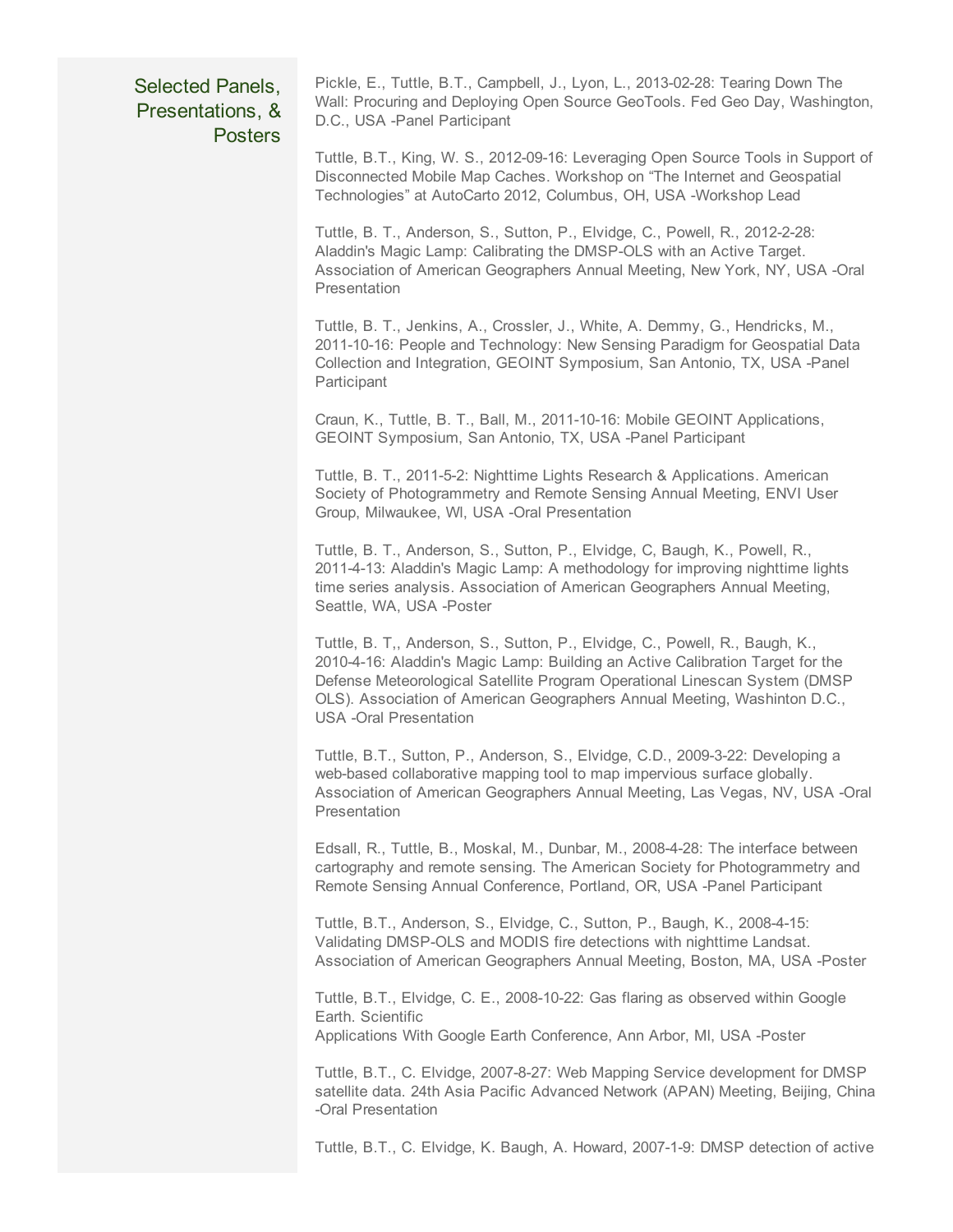## Selected Panels, Presentations, & Posters

Pickle, E., Tuttle, B.T., Campbell, J., Lyon, L., 2013-02-28: Tearing Down The Wall: Procuring and Deploying Open Source GeoTools. Fed Geo Day, Washington, D.C., USA -Panel Participant

Tuttle, B.T., King, W. S., 2012-09-16: Leveraging Open Source Tools in Support of Disconnected Mobile Map Caches. Workshop on "The Internet and Geospatial Technologies" at AutoCarto 2012, Columbus, OH, USA -Workshop Lead

Tuttle, B. T., Anderson, S., Sutton, P., Elvidge, C., Powell, R., 2012-2-28: Aladdin's Magic Lamp: Calibrating the DMSP-OLS with an Active Target. Association of American Geographers Annual Meeting, New York, NY, USA -Oral Presentation

Tuttle, B. T., Jenkins, A., Crossler, J., White, A. Demmy, G., Hendricks, M., 2011-10-16: People and Technology: New Sensing Paradigm for Geospatial Data Collection and Integration, GEOINT Symposium, San Antonio, TX, USA -Panel Participant

Craun, K., Tuttle, B. T., Ball, M., 2011-10-16: Mobile GEOINT Applications, GEOINT Symposium, San Antonio, TX, USA -Panel Participant

Tuttle, B. T., 2011-5-2: Nighttime Lights Research & Applications. American Society of Photogrammetry and Remote Sensing Annual Meeting, ENVI User Group, Milwaukee, WI, USA -Oral Presentation

Tuttle, B. T., Anderson, S., Sutton, P., Elvidge, C, Baugh, K., Powell, R., 2011-4-13: Aladdin's Magic Lamp: A methodology for improving nighttime lights time series analysis. Association of American Geographers Annual Meeting, Seattle, WA, USA -Poster

Tuttle, B. T,, Anderson, S., Sutton, P., Elvidge, C., Powell, R., Baugh, K., 2010-4-16: Aladdin's Magic Lamp: Building an Active Calibration Target for the Defense Meteorological Satellite Program Operational Linescan System (DMSP OLS). Association of American Geographers Annual Meeting, Washinton D.C., USA -Oral Presentation

Tuttle, B.T., Sutton, P., Anderson, S., Elvidge, C.D., 2009-3-22: Developing a web-based collaborative mapping tool to map impervious surface globally. Association of American Geographers Annual Meeting, Las Vegas, NV, USA -Oral Presentation

Edsall, R., Tuttle, B., Moskal, M., Dunbar, M., 2008-4-28: The interface between cartography and remote sensing. The American Society for Photogrammetry and Remote Sensing Annual Conference, Portland, OR, USA -Panel Participant

Tuttle, B.T., Anderson, S., Elvidge, C., Sutton, P., Baugh, K., 2008-4-15: Validating DMSP-OLS and MODIS fire detections with nighttime Landsat. Association of American Geographers Annual Meeting, Boston, MA, USA -Poster

Tuttle, B.T., Elvidge, C. E., 2008-10-22: Gas flaring as observed within Google Earth. Scientific
Applications With Google Earth Conference, Ann Arbor, MI, USA -Poster

Tuttle, B.T., C. Elvidge, 2007-8-27: Web Mapping Service development for DMSP satellite data. 24th Asia Pacific Advanced Network (APAN) Meeting, Beijing, China -Oral Presentation

Tuttle, B.T., C. Elvidge, K. Baugh, A. Howard, 2007-1-9: DMSP detection of active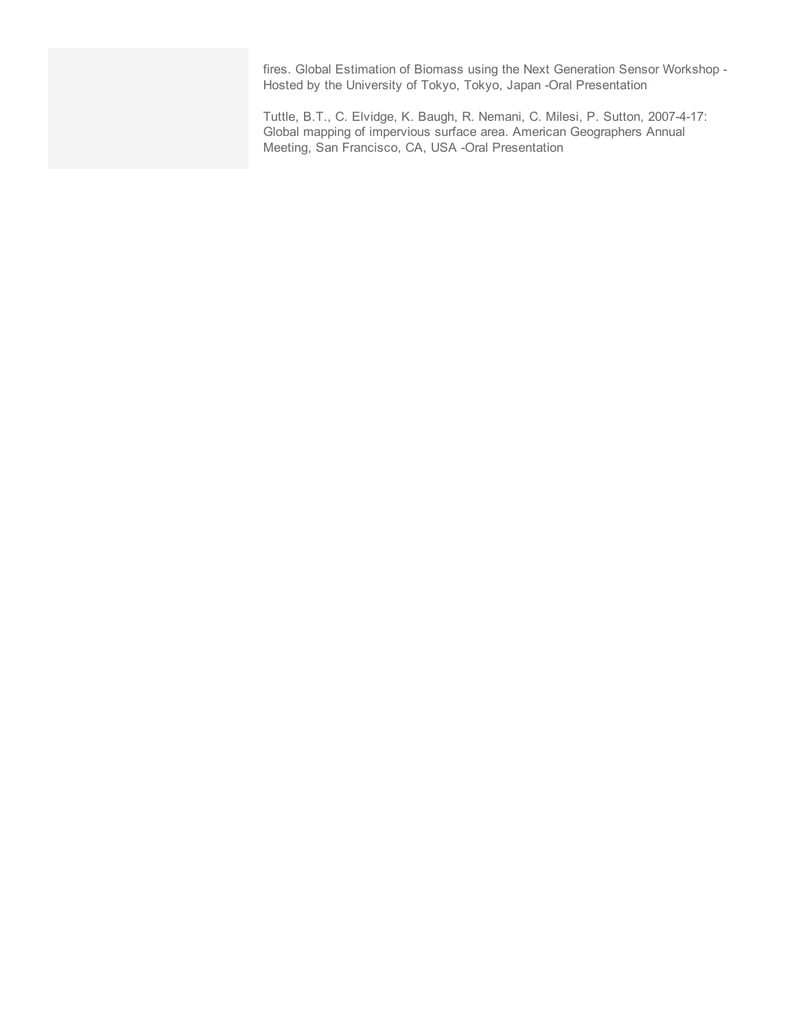fires. Global Estimation of Biomass using the Next Generation Sensor Workshop - Hosted by the University of Tokyo, Tokyo, Japan -Oral Presentation

Tuttle, B.T., C. Elvidge, K. Baugh, R. Nemani, C. Milesi, P. Sutton, 2007-4-17: Global mapping of impervious surface area. American Geographers Annual Meeting, San Francisco, CA, USA -Oral Presentation